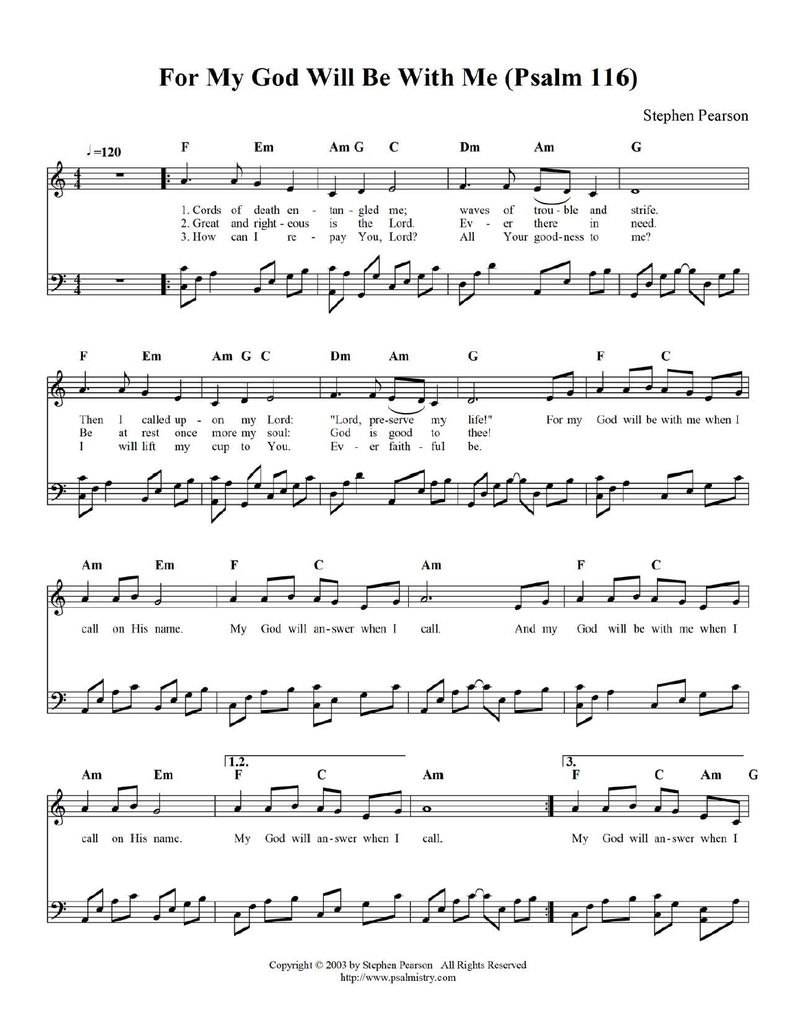# For My God Will Be With Me (Psalm 116)

Stephen Pearson

♩=120

F Em Am G C Dm Am G

1. Cords of death en - tan - gled me; waves of trou - ble and strife.
2. Great and right - eous is the Lord. Ev - er there in need.
3. How can I re - pay You, Lord? All Your good - ness to me?

F Em Am G C Dm Am G F C

Then I called up - on my Lord: "Lord, pre-serve my life!" For my God will be with me when I
Be at rest once more my soul: God is good to thee!
I will lift my cup to You. Ev - er faith - ful be.

Am Em F C Am F C

call on His name. My God will an-swer when I call. And my God will be with me when I

Am Em | 1.2. F C Am | 3. F C Am G

call on His name. My God will an-swer when I call. My God will an-swer when I

Copyright © 2003 by Stephen Pearson All Rights Reserved
http://www.psalmistry.com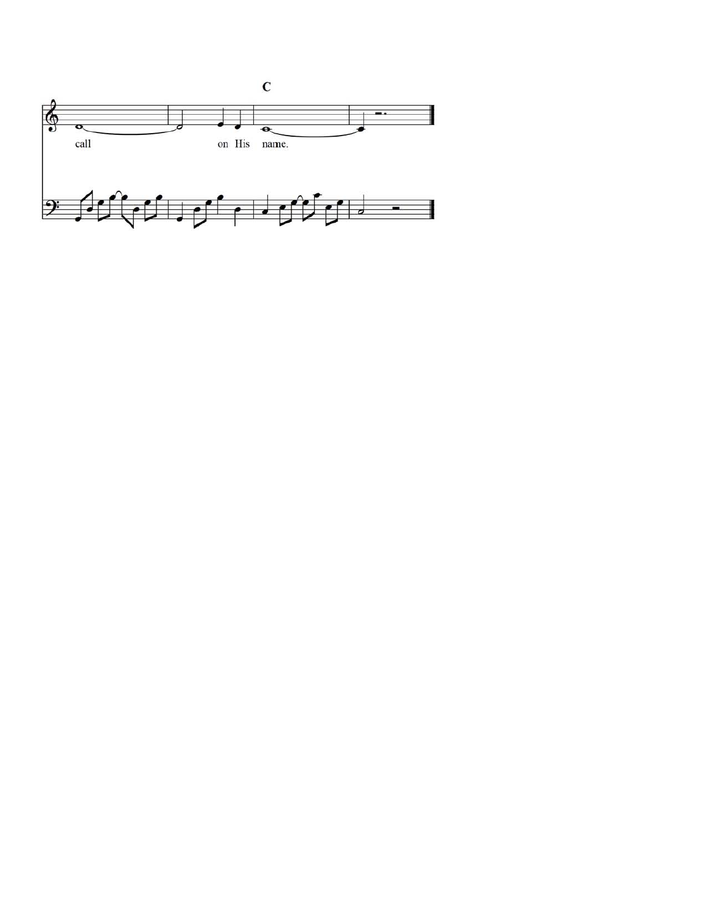C

call on His name.